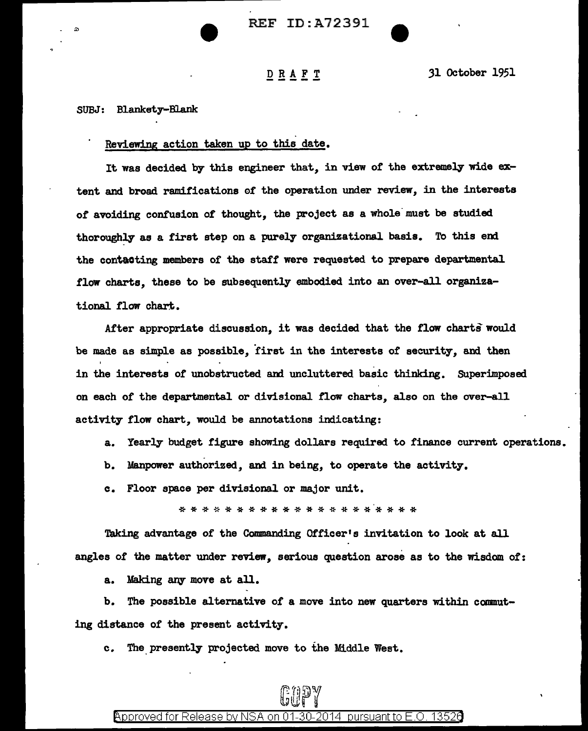REF ID:A72391

D R A F T

31 October 1951

SUBJ: Blankety-Blank

Reviewing action taken up to this date.

It was decided by this engineer that, in view of the extremely wide extent and broad ramifications of the operation under review, in the interests of avoiding confusion of thought, the project as a whole must be studied thoroughly as a first step on a purely organizational basis. To this end the contacting members of the staff were requested to prepare departmental flow charts, these to be subsequently embodied into an over-all organizational flow chart.

After appropriate discussion, it was decided that the flow charts would be made as simple as possible, first in the interests of security, and then in the interests of unobstructed and uncluttered basic thinking. Superimposed on each of the departmental or divisional flow charts, also on the over-all activity flow chart, would be annotations indicating:

a. Yearly budget figure showing dollars required to finance current operations.

b. Manpower authorized, and in being, to operate the activity.

c. Floor space per divisional or major unit.

* * * * * * * * * * * * * * * * * * * * * *

Taking advantage of the Commanding Officer's invitation to look at all angles of the matter under review, serious question arose as to the wisdom of:

a. Making any move at all.

b. The possible alternative of a move into new quarters within commuting distance of the present activity.

c. The presently projected move to the Middle West.

COPY

Approved for Release by NSA on 01-30-2014 pursuant to E.O. 13526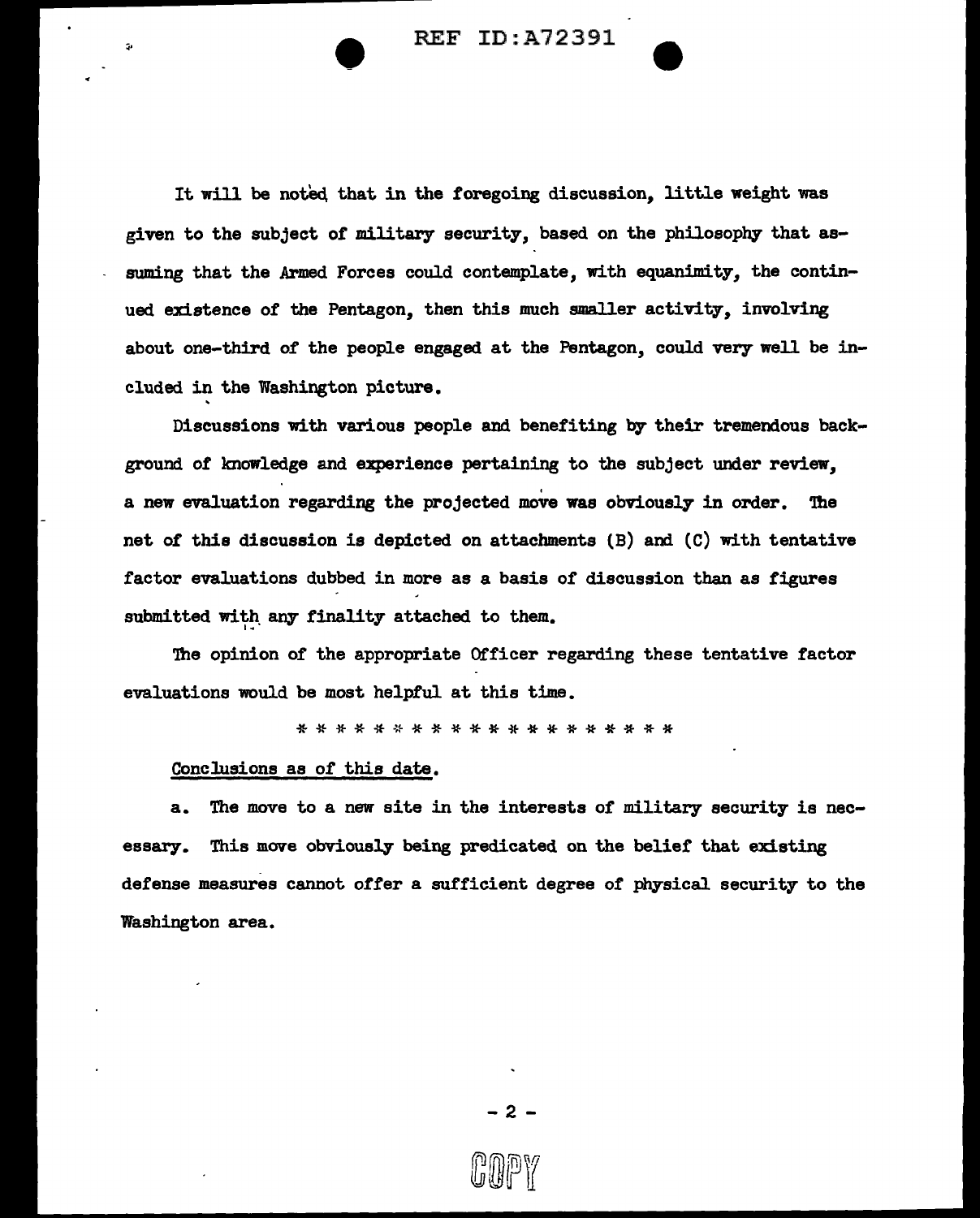It will be noted that in the foregoing discussion, little weight was given to the subject of military security, based on the philosophy that assuming that the Armed Forces could contemplate, with equanimity, the continued existence of the Pentagon, then this much smaller activity, involving about one-third of the people engaged at the Pentagon, could very well be included in the Washington picture.

Discussions with various people and benefiting by their tremendous background of knowledge and experience pertaining to the subject under review, a new evaluation regarding the projected move was obviously in order. The net of this discussion is depicted on attachments (B) and (C) with tentative factor evaluations dubbed in more as a basis of discussion than as figures submitted with any finality attached to them.

The opinion of the appropriate Officer regarding these tentative factor evaluations would be most helpful at this time.

\* \* \* \* \* \* \* \* \* \* \* \* \* \* \* \* \* \* \* \* \*

<u>Conclusions as of this date.</u>

a. The move to a new site in the interests of military security is necessary. This move obviously being predicated on the belief that existing defense measures cannot offer a sufficient degree of physical security to the Washington area.

COPY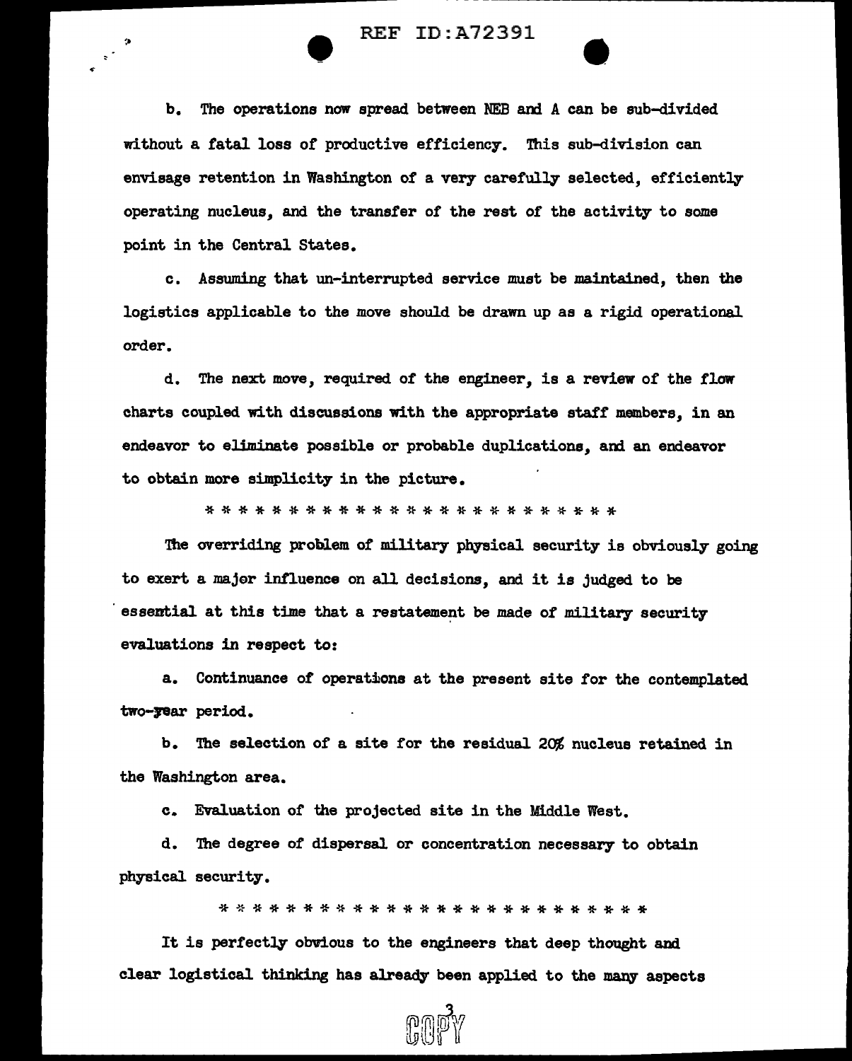b. The operations now spread between NEB and A can be sub-divided without a fatal loss of productive efficiency. This sub-division can envisage retention in Washington of a very carefully selected, efficiently operating nucleus, and the transfer of the rest of the activity to some point in the Central States.

c. Assuming that un-interrupted service must be maintained, then the logistics applicable to the move should be drawn up as a rigid operational order.

d. The next move, required of the engineer, is a review of the flow charts coupled with discussions with the appropriate staff members, in an endeavor to eliminate possible or probable duplications, and an endeavor to obtain more simplicity in the picture.

* * * * * * * * * * * * * * * * * * * * * * * * *

The overriding problem of military physical security is obviously going to exert a major influence on all decisions, and it is judged to be essential at this time that a restatement be made of military security evaluations in respect to:

a. Continuance of operations at the present site for the contemplated two-year period.

b. The selection of a site for the residual 20% nucleus retained in the Washington area.

c. Evaluation of the projected site in the Middle West.

d. The degree of dispersal or concentration necessary to obtain physical security.

* * * * * * * * * * * * * * * * * * * * * * * * * *

It is perfectly obvious to the engineers that deep thought and clear logistical thinking has already been applied to the many aspects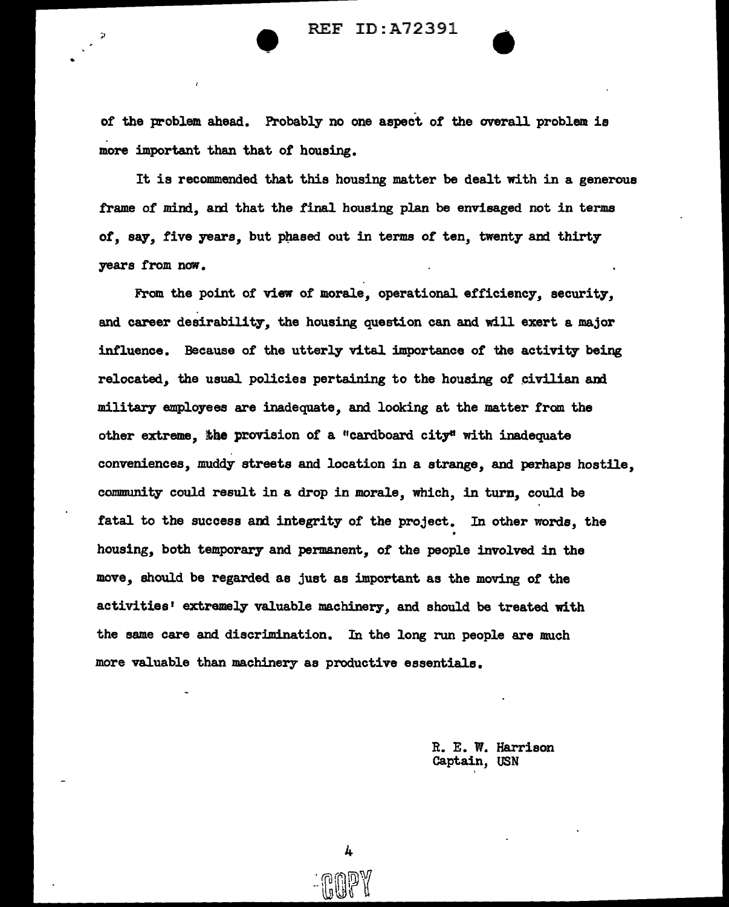of the problem ahead. Probably no one aspect of the overall problem is more important than that of housing.

It is recommended that this housing matter be dealt with in a generous frame of mind, and that the final housing plan be envisaged not in terms of, say, five years, but phased out in terms of ten, twenty and thirty years from now.

From the point of view of morale, operational efficiency, security, and career desirability, the housing question can and will exert a major influence. Because of the utterly vital importance of the activity being relocated, the usual policies pertaining to the housing of civilian and military employees are inadequate, and looking at the matter from the other extreme, the provision of a "cardboard city" with inadequate conveniences, muddy streets and location in a strange, and perhaps hostile, community could result in a drop in morale, which, in turn, could be fatal to the success and integrity of the project. In other words, the housing, both temporary and permanent, of the people involved in the move, should be regarded as just as important as the moving of the activities' extremely valuable machinery, and should be treated with the same care and discrimination. In the long run people are much more valuable than machinery as productive essentials.

R. E. W. Harrison
Captain, USN

COPY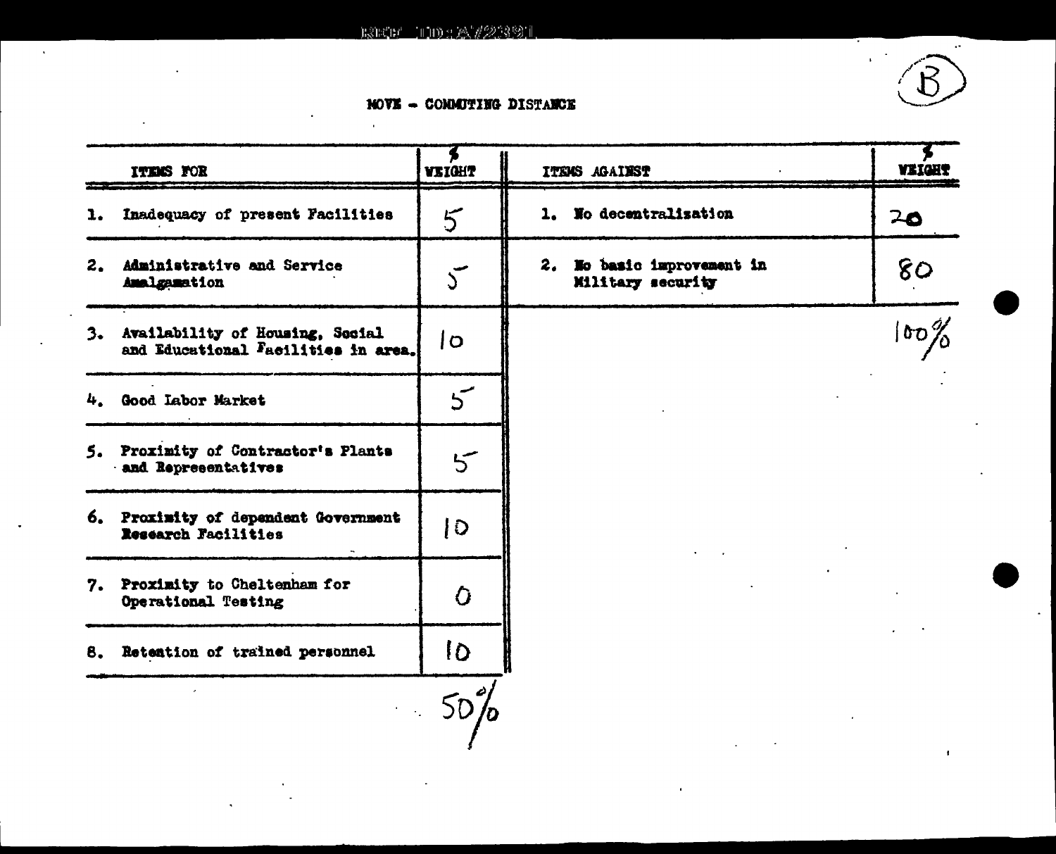(B)

# MOVE - COMMUTING DISTANCE

| ITEMS FOR | % WEIGHT | ITEMS AGAINST | % WEIGHT |
|---|---|---|---|
| 1. Inadequacy of present Facilities | 5 | 1. No decentralization | 20 |
| 2. Administrative and Service Amalgamation | 5 | 2. No basic improvement in Military security | 80 |
| 3. Availability of Housing, Social and Educational Facilities in area. | 10 | | 100% |
| 4. Good Labor Market | 5 | | |
| 5. Proximity of Contractor's Plants and Representatives | 5 | | |
| 6. Proximity of dependent Government Research Facilities | 10 | | |
| 7. Proximity to Cheltenham for Operational Testing | 0 | | |
| 8. Retention of trained personnel | 10 | | |
| | 50% | | |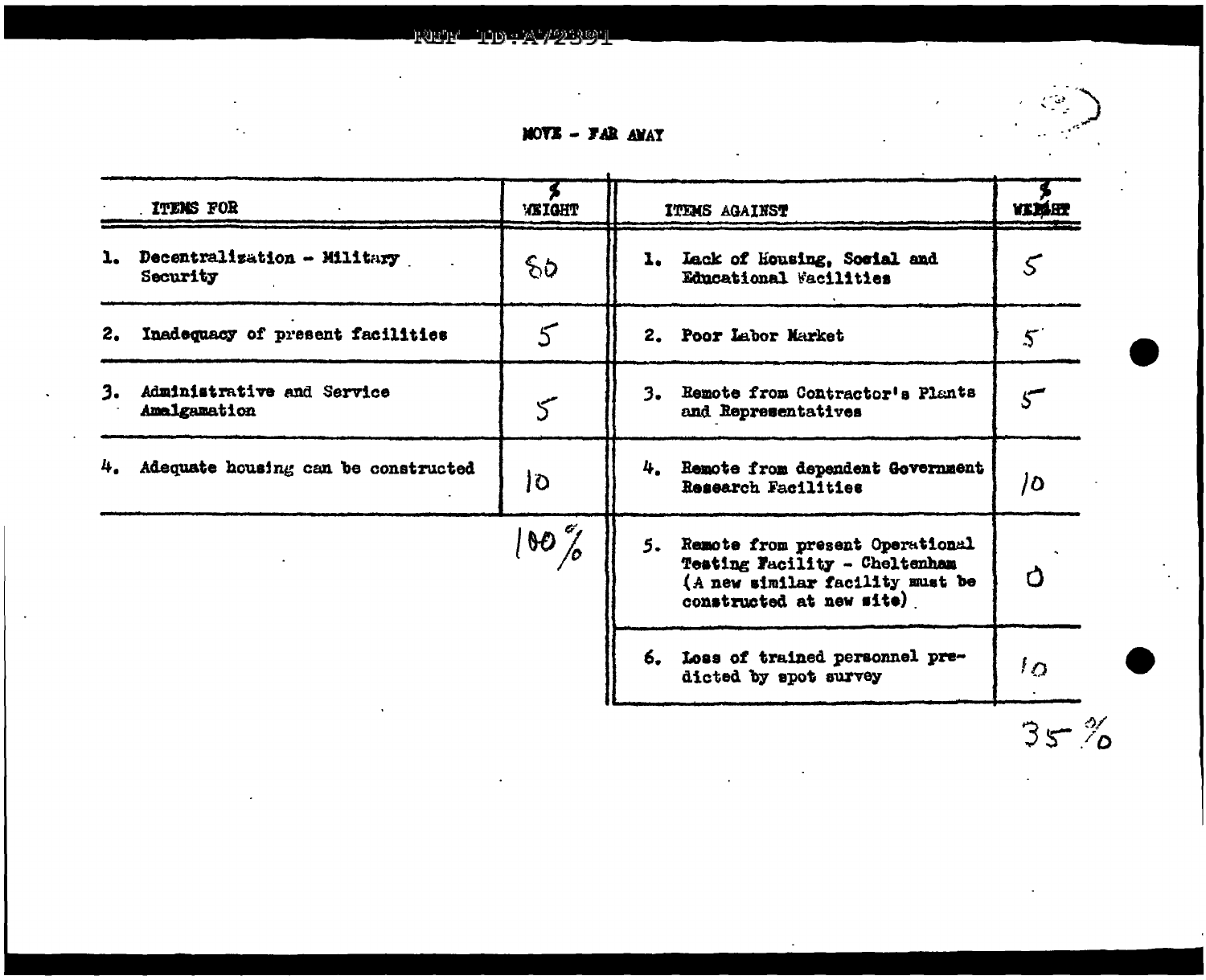REF ID:A72391

# MOVE - FAR AWAY

| ITEMS FOR | % WEIGHT | ITEMS AGAINST | % WEIGHT |
|---|---|---|---|
| 1. Decentralization - Military Security | 80 | 1. Lack of Housing, Social and Educational Facilities | 5 |
| 2. Inadequacy of present facilities | 5 | 2. Poor Labor Market | 5 |
| 3. Administrative and Service Amalgamation | 5 | 3. Remote from Contractor's Plants and Representatives | 5 |
| 4. Adequate housing can be constructed | 10 | 4. Remote from dependent Government Research Facilities | 10 |
| | 100% | 5. Remote from present Operational Testing Facility - Cheltenham (A new similar facility must be constructed at new site) | 0 |
| | | 6. Loss of trained personnel predicted by spot survey | 10 |
| | | | 35% |